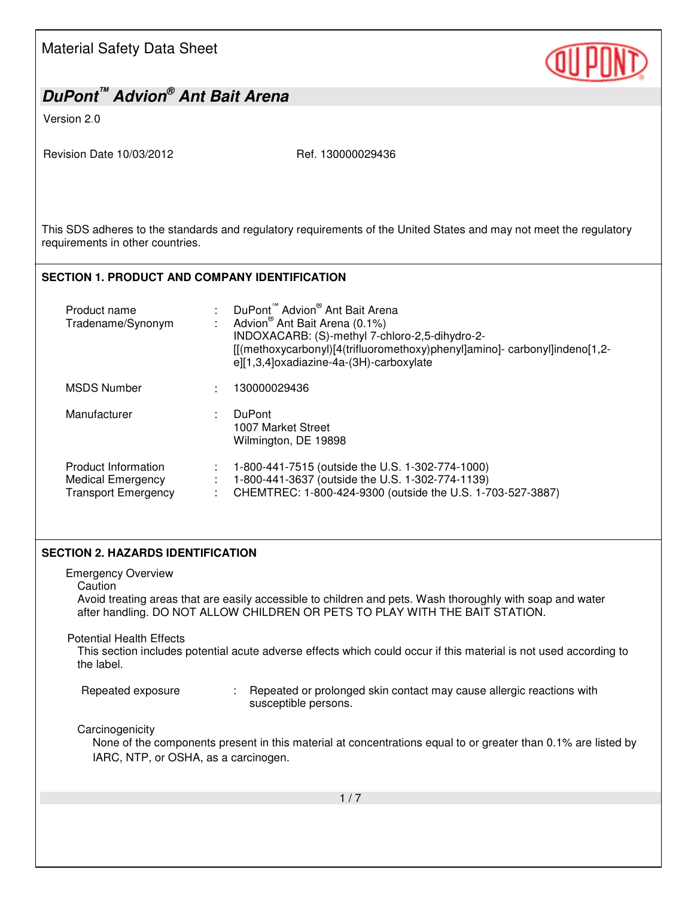Material Safety Data Sheet

# DuPont™ Advion® Ant Bait Arena

Version 2.0

Revision Date 10/03/2012 Ref. 130000029436

This SDS adheres to the standards and regulatory requirements of the United States and may not meet the regulatory requirements in other countries.

## SECTION 1. PRODUCT AND COMPANY IDENTIFICATION

Product name : DuPont™ Advion® Ant Bait Arena

Tradename/Synonym : Advion® Ant Bait Arena (0.1%)
INDOXACARB: (S)-methyl 7-chloro-2,5-dihydro-2-[[(methoxycarbonyl)[4(trifluoromethoxy)phenyl]amino]- carbonyl]indeno[1,2-e][1,3,4]oxadiazine-4a-(3H)-carboxylate

MSDS Number : 130000029436

Manufacturer : DuPont
1007 Market Street
Wilmington, DE 19898

Product Information : 1-800-441-7515 (outside the U.S. 1-302-774-1000)

Medical Emergency : 1-800-441-3637 (outside the U.S. 1-302-774-1139)

Transport Emergency : CHEMTREC: 1-800-424-9300 (outside the U.S. 1-703-527-3887)

## SECTION 2. HAZARDS IDENTIFICATION

Emergency Overview

Caution

Avoid treating areas that are easily accessible to children and pets. Wash thoroughly with soap and water after handling. DO NOT ALLOW CHILDREN OR PETS TO PLAY WITH THE BAIT STATION.

Potential Health Effects

This section includes potential acute adverse effects which could occur if this material is not used according to the label.

Repeated exposure : Repeated or prolonged skin contact may cause allergic reactions with susceptible persons.

Carcinogenicity

None of the components present in this material at concentrations equal to or greater than 0.1% are listed by IARC, NTP, or OSHA, as a carcinogen.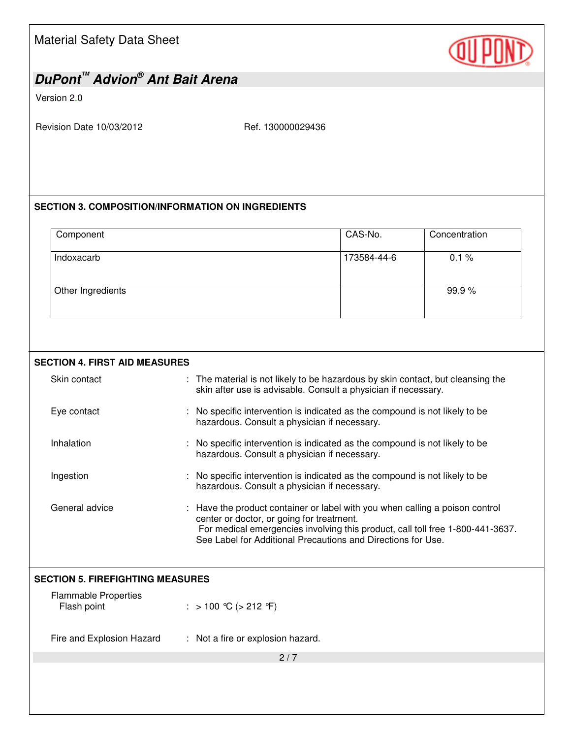## SECTION 3. COMPOSITION/INFORMATION ON INGREDIENTS

| Component | CAS-No. | Concentration |
| --- | --- | --- |
| Indoxacarb | 173584-44-6 | 0.1 % |
| Other Ingredients | | 99.9 % |

## SECTION 4. FIRST AID MEASURES

Skin contact : The material is not likely to be hazardous by skin contact, but cleansing the skin after use is advisable. Consult a physician if necessary.

Eye contact : No specific intervention is indicated as the compound is not likely to be hazardous. Consult a physician if necessary.

Inhalation : No specific intervention is indicated as the compound is not likely to be hazardous. Consult a physician if necessary.

Ingestion : No specific intervention is indicated as the compound is not likely to be hazardous. Consult a physician if necessary.

General advice : Have the product container or label with you when calling a poison control center or doctor, or going for treatment.
For medical emergencies involving this product, call toll free 1-800-441-3637.
See Label for Additional Precautions and Directions for Use.

## SECTION 5. FIREFIGHTING MEASURES

Flammable Properties
Flash point : > 100 °C (> 212 °F)

Fire and Explosion Hazard : Not a fire or explosion hazard.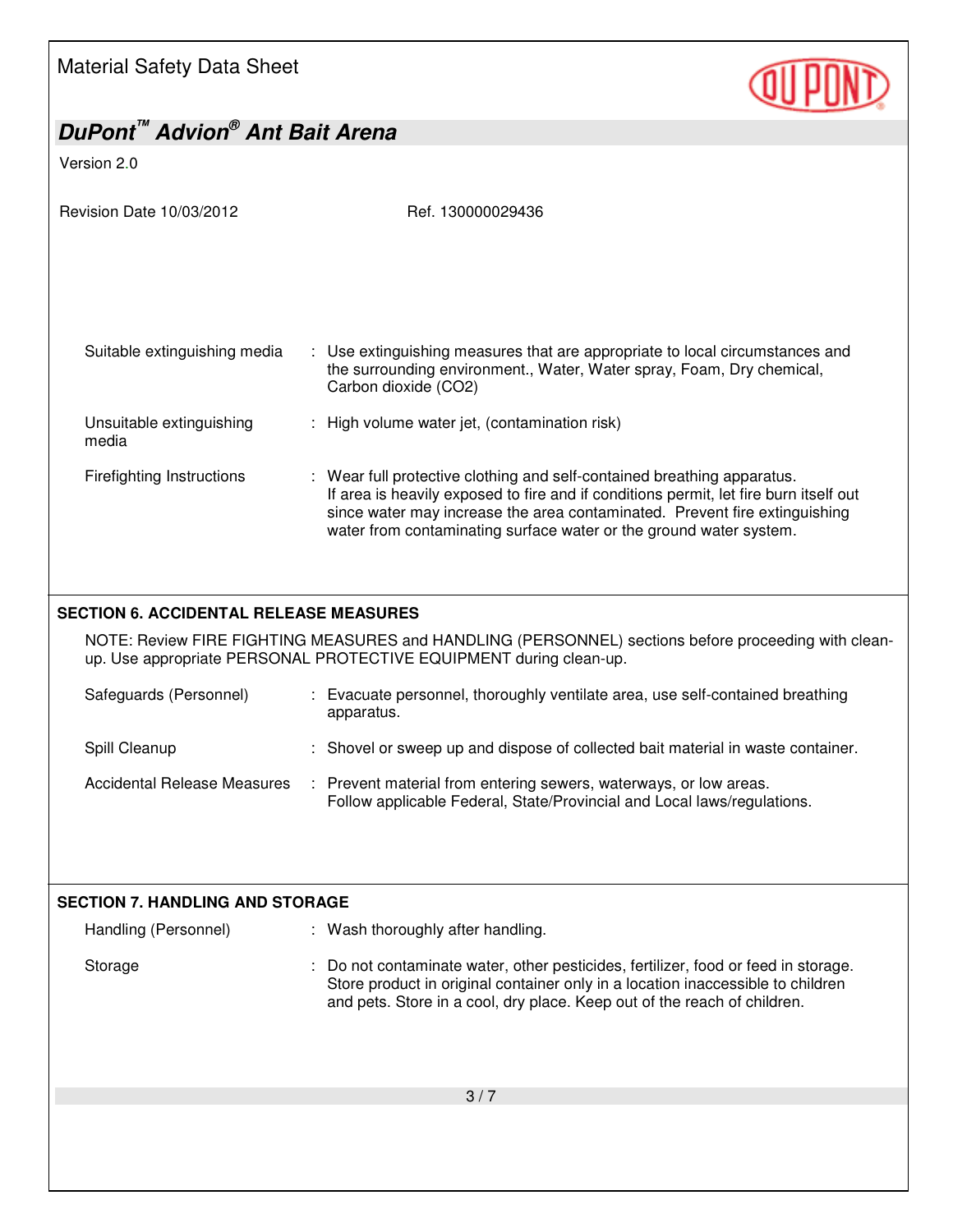| | | |
|---|---|---|
| Suitable extinguishing media | : | Use extinguishing measures that are appropriate to local circumstances and the surrounding environment., Water, Water spray, Foam, Dry chemical, Carbon dioxide ($CO_2$) |
| Unsuitable extinguishing media | : | High volume water jet, (contamination risk) |
| Firefighting Instructions | : | Wear full protective clothing and self-contained breathing apparatus. If area is heavily exposed to fire and if conditions permit, let fire burn itself out since water may increase the area contaminated. Prevent fire extinguishing water from contaminating surface water or the ground water system. |

## SECTION 6. ACCIDENTAL RELEASE MEASURES

NOTE: Review FIRE FIGHTING MEASURES and HANDLING (PERSONNEL) sections before proceeding with clean-up. Use appropriate PERSONAL PROTECTIVE EQUIPMENT during clean-up.

| | | |
|---|---|---|
| Safeguards (Personnel) | : | Evacuate personnel, thoroughly ventilate area, use self-contained breathing apparatus. |
| Spill Cleanup | : | Shovel or sweep up and dispose of collected bait material in waste container. |
| Accidental Release Measures | : | Prevent material from entering sewers, waterways, or low areas. Follow applicable Federal, State/Provincial and Local laws/regulations. |

## SECTION 7. HANDLING AND STORAGE

| | | |
|---|---|---|
| Handling (Personnel) | : | Wash thoroughly after handling. |
| Storage | : | Do not contaminate water, other pesticides, fertilizer, food or feed in storage. Store product in original container only in a location inaccessible to children and pets. Store in a cool, dry place. Keep out of the reach of children. |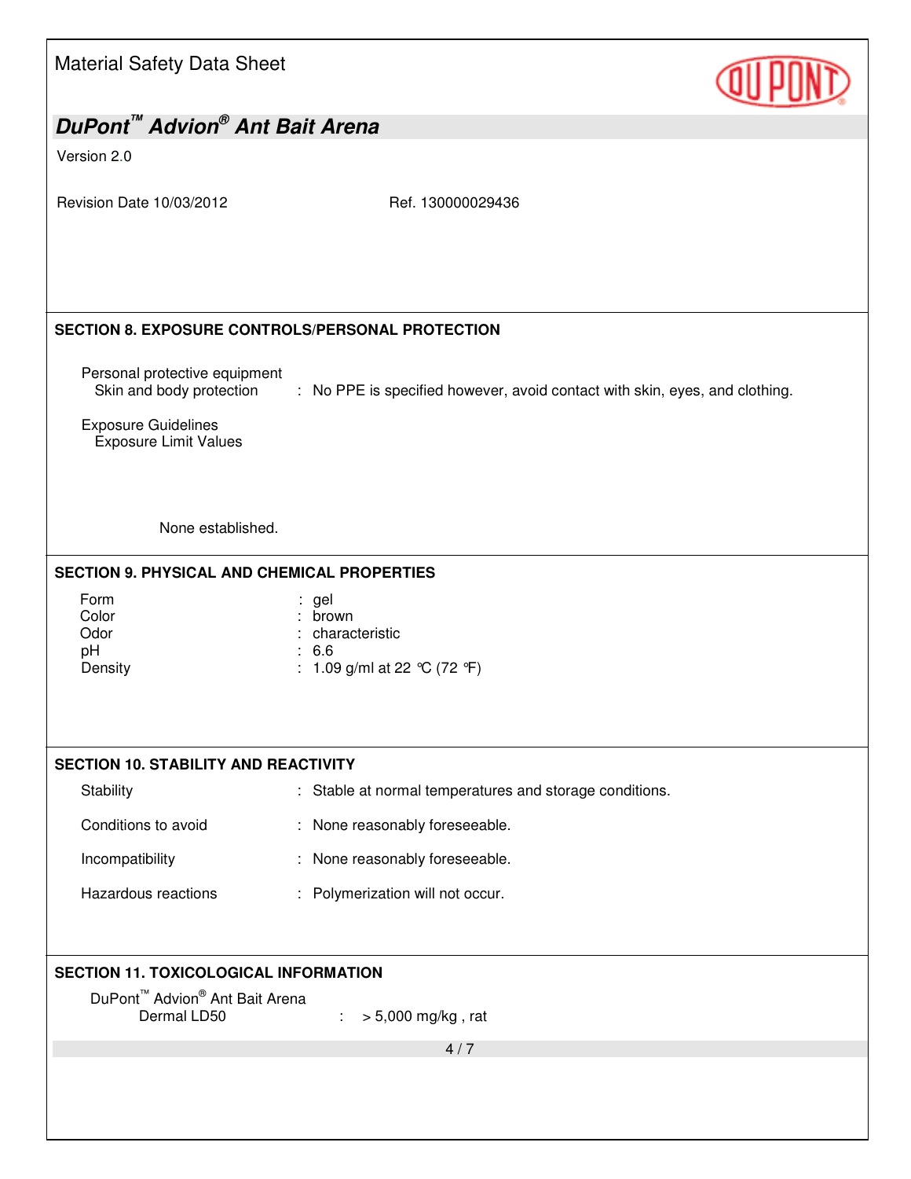## SECTION 8. EXPOSURE CONTROLS/PERSONAL PROTECTION

Personal protective equipment

Skin and body protection : No PPE is specified however, avoid contact with skin, eyes, and clothing.

Exposure Guidelines

Exposure Limit Values

None established.

## SECTION 9. PHYSICAL AND CHEMICAL PROPERTIES

| | |
|---|---|
| Form | : gel |
| Color | : brown |
| Odor | : characteristic |
| pH | : 6.6 |
| Density | : 1.09 g/ml at 22 °C (72 °F) |

## SECTION 10. STABILITY AND REACTIVITY

| | |
|---|---|
| Stability | : Stable at normal temperatures and storage conditions. |
| Conditions to avoid | : None reasonably foreseeable. |
| Incompatibility | : None reasonably foreseeable. |
| Hazardous reactions | : Polymerization will not occur. |

## SECTION 11. TOXICOLOGICAL INFORMATION

DuPont™ Advion® Ant Bait Arena

Dermal LD50 : > 5,000 mg/kg , rat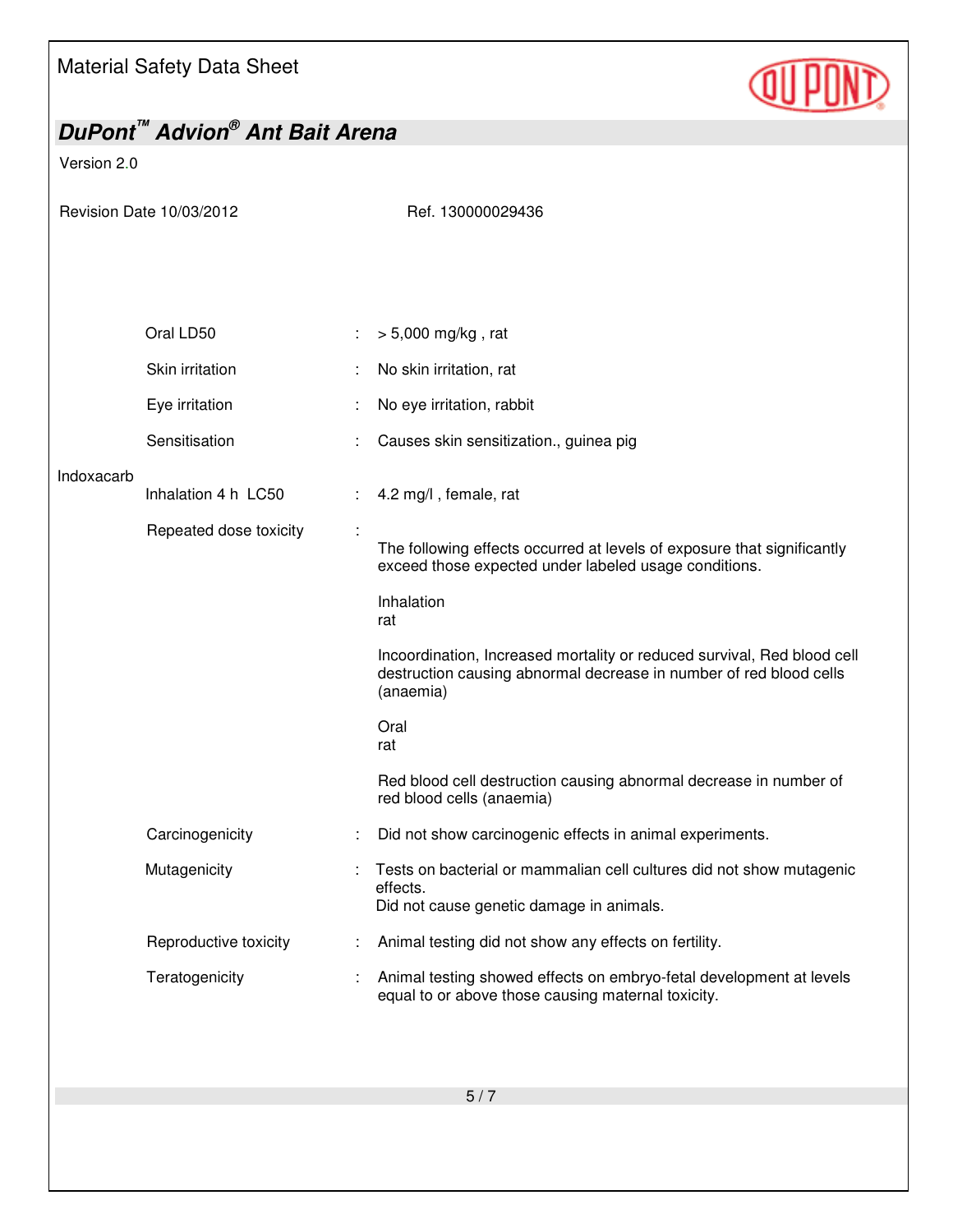| | | |
|---|---|---|
| | Oral LD50 | : > 5,000 mg/kg , rat |
| | Skin irritation | : No skin irritation, rat |
| | Eye irritation | : No eye irritation, rabbit |
| | Sensitisation | : Causes skin sensitization., guinea pig |
| Indoxacarb | | |
| | Inhalation 4 h LC50 | : 4.2 mg/l , female, rat |
| | Repeated dose toxicity | : The following effects occurred at levels of exposure that significantly exceed those expected under labeled usage conditions.<br><br>Inhalation<br>rat<br><br>Incoordination, Increased mortality or reduced survival, Red blood cell destruction causing abnormal decrease in number of red blood cells (anaemia)<br><br>Oral<br>rat<br><br>Red blood cell destruction causing abnormal decrease in number of red blood cells (anaemia) |
| | Carcinogenicity | : Did not show carcinogenic effects in animal experiments. |
| | Mutagenicity | : Tests on bacterial or mammalian cell cultures did not show mutagenic effects.<br>Did not cause genetic damage in animals. |
| | Reproductive toxicity | : Animal testing did not show any effects on fertility. |
| | Teratogenicity | : Animal testing showed effects on embryo-fetal development at levels equal to or above those causing maternal toxicity. |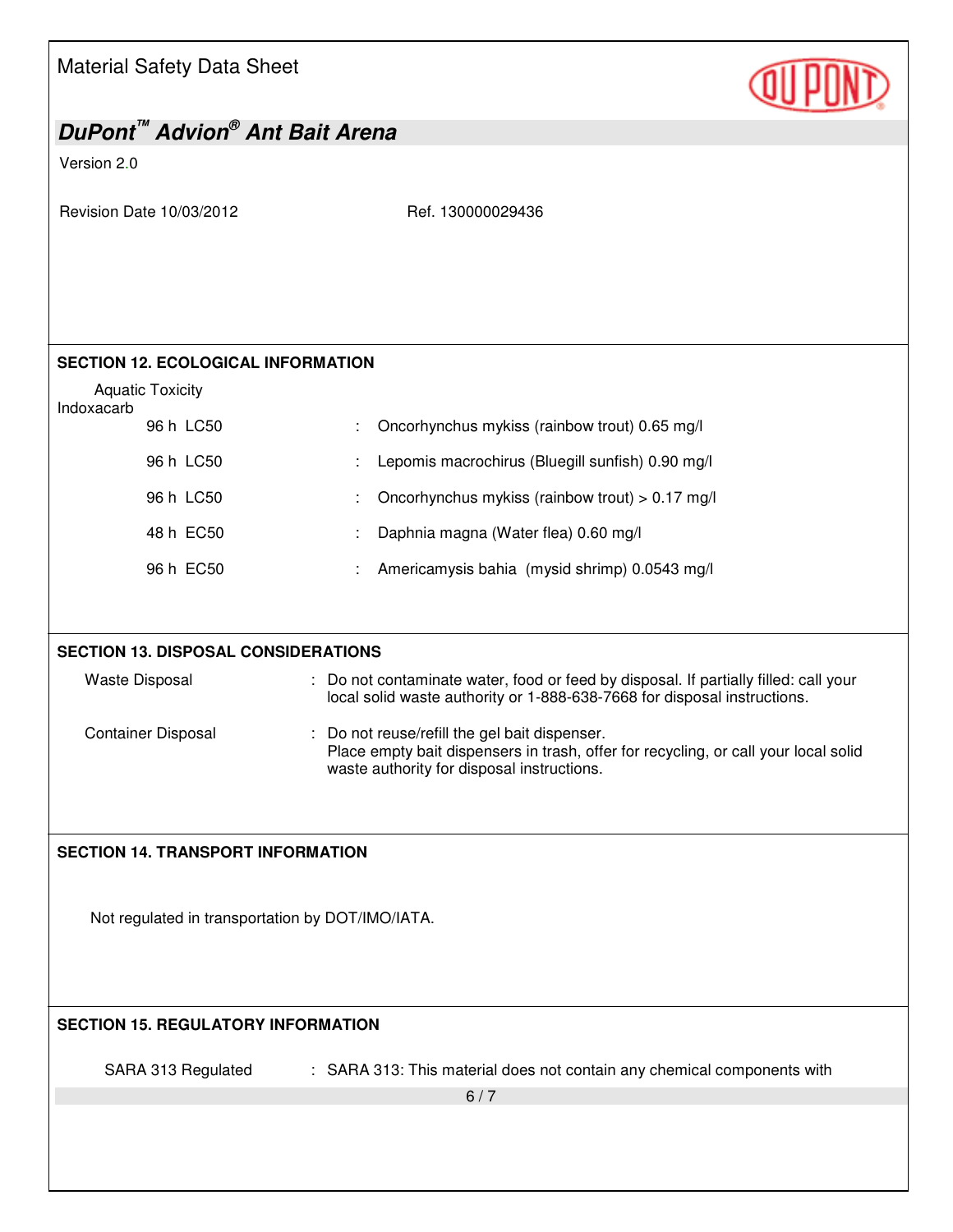## SECTION 12. ECOLOGICAL INFORMATION

Aquatic Toxicity

Indoxacarb

| | | |
|---|---|---|
| 96 h LC50 | : | Oncorhynchus mykiss (rainbow trout) 0.65 mg/l |
| 96 h LC50 | : | Lepomis macrochirus (Bluegill sunfish) 0.90 mg/l |
| 96 h LC50 | : | Oncorhynchus mykiss (rainbow trout) > 0.17 mg/l |
| 48 h EC50 | : | Daphnia magna (Water flea) 0.60 mg/l |
| 96 h EC50 | : | Americamysis bahia (mysid shrimp) 0.0543 mg/l |

## SECTION 13. DISPOSAL CONSIDERATIONS

Waste Disposal : Do not contaminate water, food or feed by disposal. If partially filled: call your local solid waste authority or 1-888-638-7668 for disposal instructions.

Container Disposal : Do not reuse/refill the gel bait dispenser.
Place empty bait dispensers in trash, offer for recycling, or call your local solid waste authority for disposal instructions.

## SECTION 14. TRANSPORT INFORMATION

Not regulated in transportation by DOT/IMO/IATA.

## SECTION 15. REGULATORY INFORMATION

SARA 313 Regulated : SARA 313: This material does not contain any chemical components with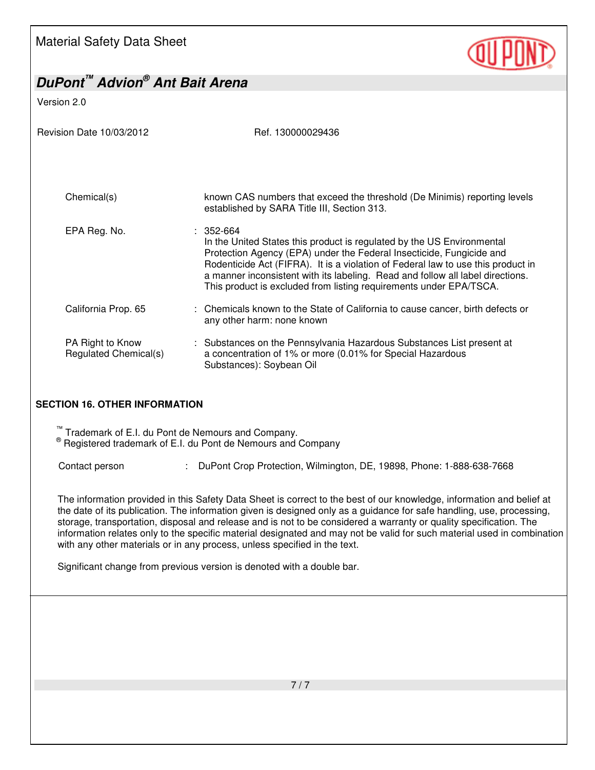| | | |
|---|---|---|
| Chemical(s) | | known CAS numbers that exceed the threshold (De Minimis) reporting levels established by SARA Title III, Section 313. |
| EPA Reg. No. | : | 352-664<br>In the United States this product is regulated by the US Environmental Protection Agency (EPA) under the Federal Insecticide, Fungicide and Rodenticide Act (FIFRA). It is a violation of Federal law to use this product in a manner inconsistent with its labeling. Read and follow all label directions. This product is excluded from listing requirements under EPA/TSCA. |
| California Prop. 65 | : | Chemicals known to the State of California to cause cancer, birth defects or any other harm: none known |
| PA Right to Know Regulated Chemical(s) | : | Substances on the Pennsylvania Hazardous Substances List present at a concentration of 1% or more (0.01% for Special Hazardous Substances): Soybean Oil |

## SECTION 16. OTHER INFORMATION

™ Trademark of E.I. du Pont de Nemours and Company.
® Registered trademark of E.I. du Pont de Nemours and Company

Contact person : DuPont Crop Protection, Wilmington, DE, 19898, Phone: 1-888-638-7668

The information provided in this Safety Data Sheet is correct to the best of our knowledge, information and belief at the date of its publication. The information given is designed only as a guidance for safe handling, use, processing, storage, transportation, disposal and release and is not to be considered a warranty or quality specification. The information relates only to the specific material designated and may not be valid for such material used in combination with any other materials or in any process, unless specified in the text.

Significant change from previous version is denoted with a double bar.